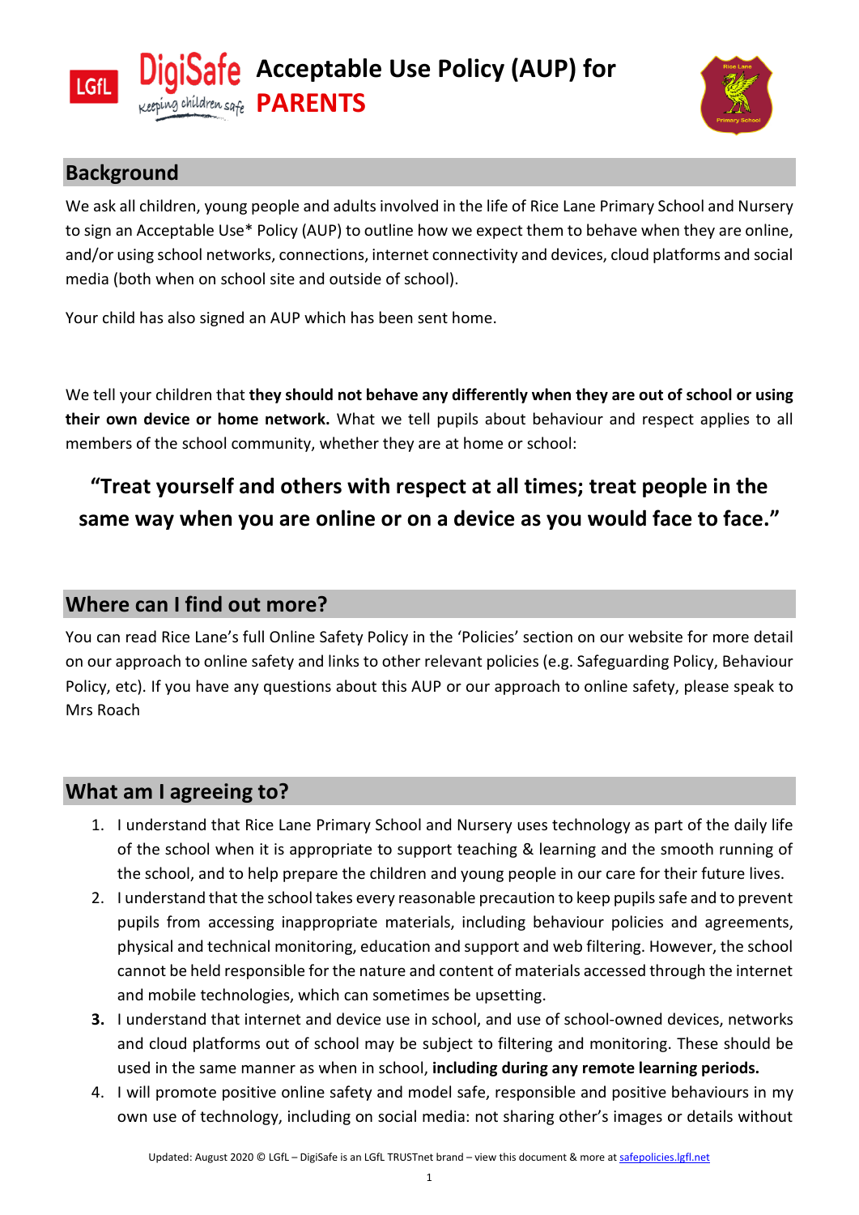# Acceptable Use Policy (AUP) for PARENTS

## Background

We ask all children, young people and adults involved in the life of Rice Lane Primary School and Nursery to sign an Acceptable Use* Policy (AUP) to outline how we expect them to behave when they are online, and/or using school networks, connections, internet connectivity and devices, cloud platforms and social media (both when on school site and outside of school).

Your child has also signed an AUP which has been sent home.

We tell your children that **they should not behave any differently when they are out of school or using their own device or home network.** What we tell pupils about behaviour and respect applies to all members of the school community, whether they are at home or school:

**"Treat yourself and others with respect at all times; treat people in the same way when you are online or on a device as you would face to face."**

## Where can I find out more?

You can read Rice Lane's full Online Safety Policy in the 'Policies' section on our website for more detail on our approach to online safety and links to other relevant policies (e.g. Safeguarding Policy, Behaviour Policy, etc). If you have any questions about this AUP or our approach to online safety, please speak to Mrs Roach

## What am I agreeing to?

1. I understand that Rice Lane Primary School and Nursery uses technology as part of the daily life of the school when it is appropriate to support teaching & learning and the smooth running of the school, and to help prepare the children and young people in our care for their future lives.
2. I understand that the school takes every reasonable precaution to keep pupils safe and to prevent pupils from accessing inappropriate materials, including behaviour policies and agreements, physical and technical monitoring, education and support and web filtering. However, the school cannot be held responsible for the nature and content of materials accessed through the internet and mobile technologies, which can sometimes be upsetting.
3. I understand that internet and device use in school, and use of school-owned devices, networks and cloud platforms out of school may be subject to filtering and monitoring. These should be used in the same manner as when in school, **including during any remote learning periods.**
4. I will promote positive online safety and model safe, responsible and positive behaviours in my own use of technology, including on social media: not sharing other's images or details without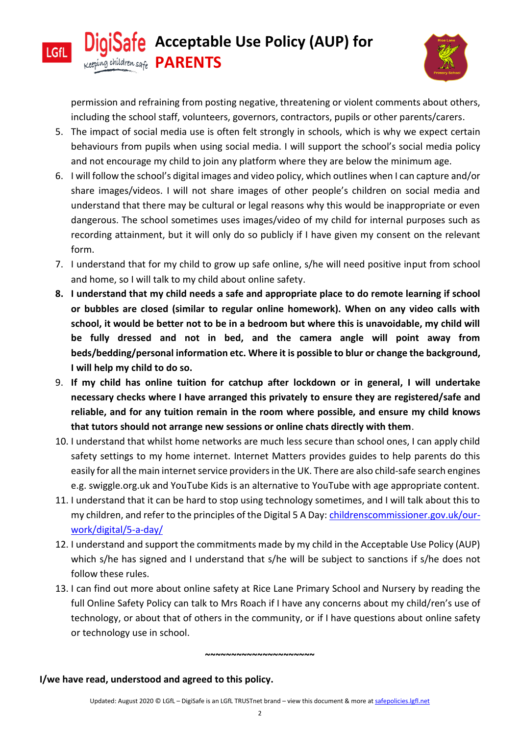permission and refraining from posting negative, threatening or violent comments about others, including the school staff, volunteers, governors, contractors, pupils or other parents/carers.

5. The impact of social media use is often felt strongly in schools, which is why we expect certain behaviours from pupils when using social media. I will support the school's social media policy and not encourage my child to join any platform where they are below the minimum age.
6. I will follow the school's digital images and video policy, which outlines when I can capture and/or share images/videos. I will not share images of other people's children on social media and understand that there may be cultural or legal reasons why this would be inappropriate or even dangerous. The school sometimes uses images/video of my child for internal purposes such as recording attainment, but it will only do so publicly if I have given my consent on the relevant form.
7. I understand that for my child to grow up safe online, s/he will need positive input from school and home, so I will talk to my child about online safety.
8. **I understand that my child needs a safe and appropriate place to do remote learning if school or bubbles are closed (similar to regular online homework). When on any video calls with school, it would be better not to be in a bedroom but where this is unavoidable, my child will be fully dressed and not in bed, and the camera angle will point away from beds/bedding/personal information etc. Where it is possible to blur or change the background, I will help my child to do so.**
9. **If my child has online tuition for catchup after lockdown or in general, I will undertake necessary checks where I have arranged this privately to ensure they are registered/safe and reliable, and for any tuition remain in the room where possible, and ensure my child knows that tutors should not arrange new sessions or online chats directly with them**.
10. I understand that whilst home networks are much less secure than school ones, I can apply child safety settings to my home internet. Internet Matters provides guides to help parents do this easily for all the main internet service providers in the UK. There are also child-safe search engines e.g. swiggle.org.uk and YouTube Kids is an alternative to YouTube with age appropriate content.
11. I understand that it can be hard to stop using technology sometimes, and I will talk about this to my children, and refer to the principles of the Digital 5 A Day: [childrenscommissioner.gov.uk/our-work/digital/5-a-day/](childrenscommissioner.gov.uk/our-work/digital/5-a-day/)
12. I understand and support the commitments made by my child in the Acceptable Use Policy (AUP) which s/he has signed and I understand that s/he will be subject to sanctions if s/he does not follow these rules.
13. I can find out more about online safety at Rice Lane Primary School and Nursery by reading the full Online Safety Policy can talk to Mrs Roach if I have any concerns about my child/ren's use of technology, or about that of others in the community, or if I have questions about online safety or technology use in school.

~~~~~~~~~~~~~~~~~~~~~

**I/we have read, understood and agreed to this policy.**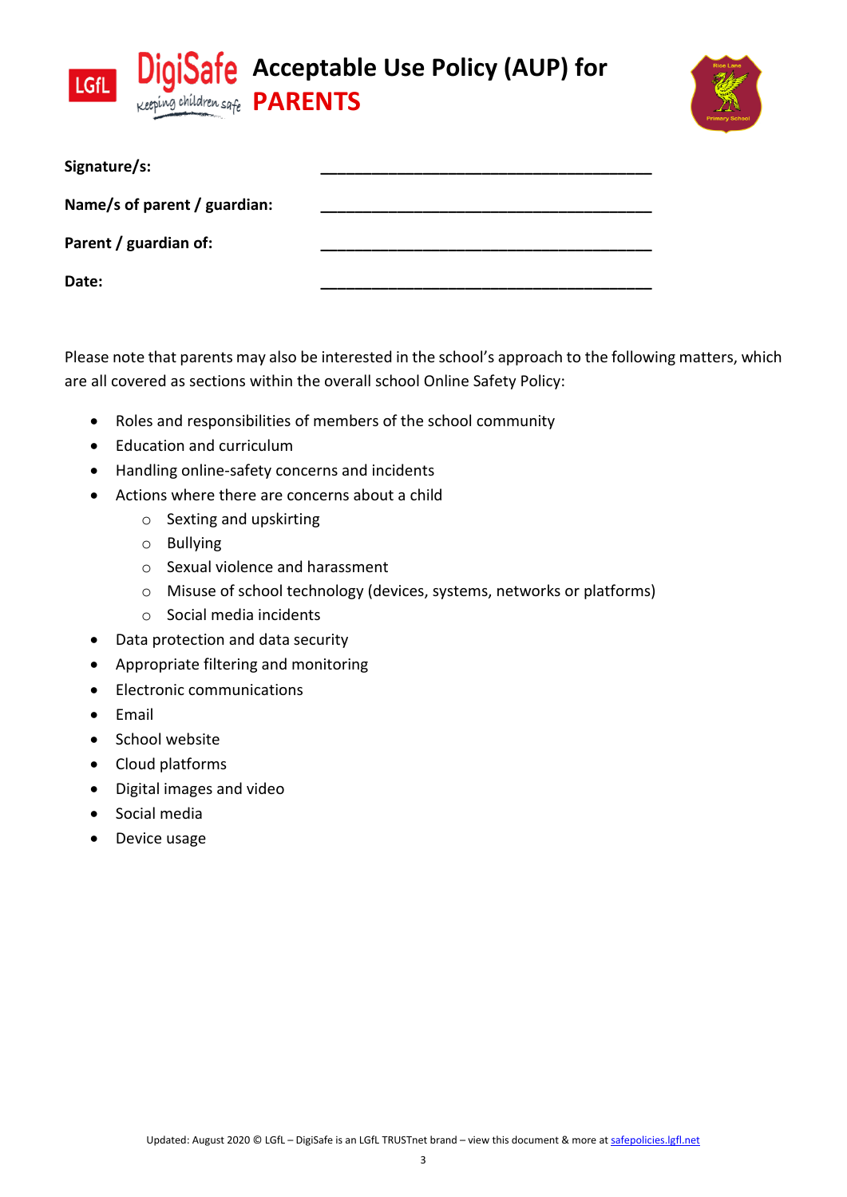# Acceptable Use Policy (AUP) for PARENTS

**Signature/s:** _______________________________________

**Name/s of parent / guardian:** _______________________________________

**Parent / guardian of:** _______________________________________

**Date:** _______________________________________

Please note that parents may also be interested in the school's approach to the following matters, which are all covered as sections within the overall school Online Safety Policy:

- Roles and responsibilities of members of the school community
- Education and curriculum
- Handling online-safety concerns and incidents
- Actions where there are concerns about a child
  - Sexting and upskirting
  - Bullying
  - Sexual violence and harassment
  - Misuse of school technology (devices, systems, networks or platforms)
  - Social media incidents
- Data protection and data security
- Appropriate filtering and monitoring
- Electronic communications
- Email
- School website
- Cloud platforms
- Digital images and video
- Social media
- Device usage